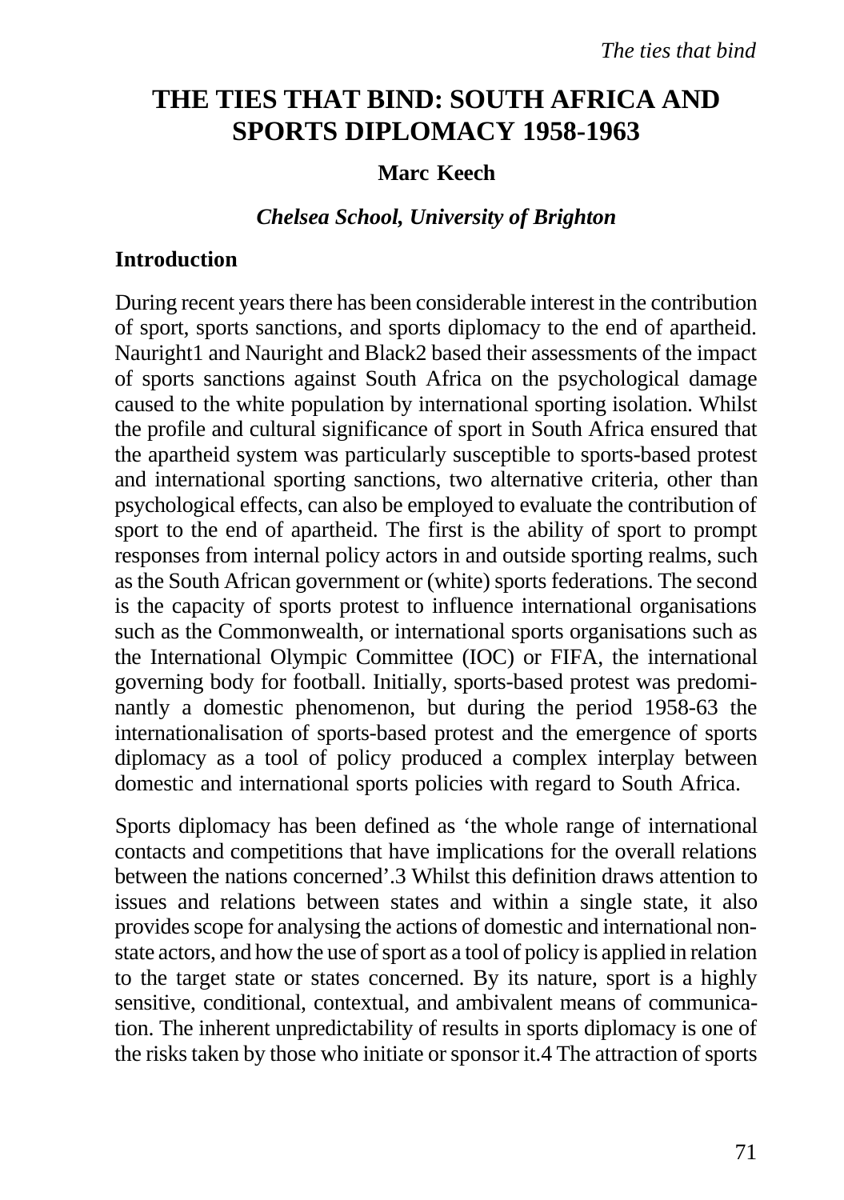# THE TIES THAT BIND: SOUTH AFRICA AND SPORTS DIPLOMACY 1958-1963

**Marc Keech**

***Chelsea School, University of Brighton***

## Introduction

During recent years there has been considerable interest in the contribution of sport, sports sanctions, and sports diplomacy to the end of apartheid. Nauright[1] and Nauright and Black[2] based their assessments of the impact of sports sanctions against South Africa on the psychological damage caused to the white population by international sporting isolation. Whilst the profile and cultural significance of sport in South Africa ensured that the apartheid system was particularly susceptible to sports-based protest and international sporting sanctions, two alternative criteria, other than psychological effects, can also be employed to evaluate the contribution of sport to the end of apartheid. The first is the ability of sport to prompt responses from internal policy actors in and outside sporting realms, such as the South African government or (white) sports federations. The second is the capacity of sports protest to influence international organisations such as the Commonwealth, or international sports organisations such as the International Olympic Committee (IOC) or FIFA, the international governing body for football. Initially, sports-based protest was predominantly a domestic phenomenon, but during the period 1958-63 the internationalisation of sports-based protest and the emergence of sports diplomacy as a tool of policy produced a complex interplay between domestic and international sports policies with regard to South Africa.

Sports diplomacy has been defined as 'the whole range of international contacts and competitions that have implications for the overall relations between the nations concerned'.[3] Whilst this definition draws attention to issues and relations between states and within a single state, it also provides scope for analysing the actions of domestic and international non-state actors, and how the use of sport as a tool of policy is applied in relation to the target state or states concerned. By its nature, sport is a highly sensitive, conditional, contextual, and ambivalent means of communication. The inherent unpredictability of results in sports diplomacy is one of the risks taken by those who initiate or sponsor it.[4] The attraction of sports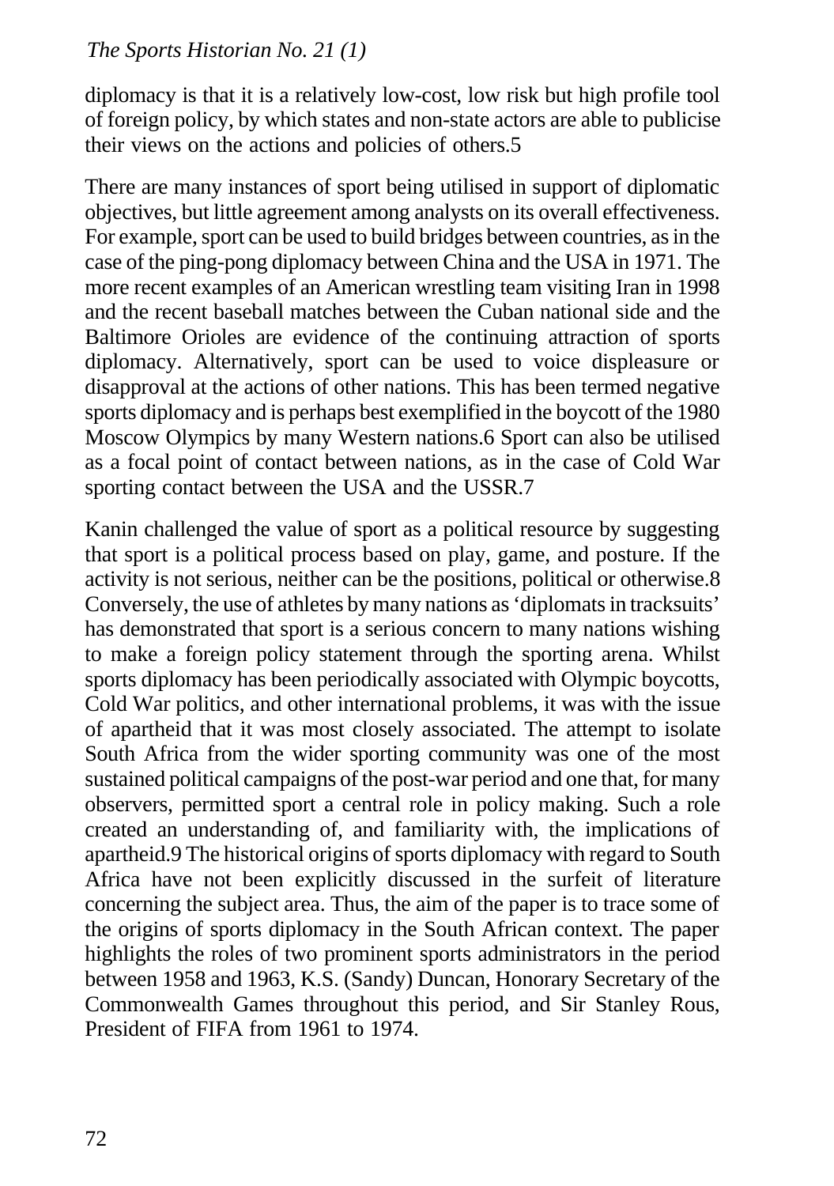diplomacy is that it is a relatively low-cost, low risk but high profile tool of foreign policy, by which states and non-state actors are able to publicise their views on the actions and policies of others.5

There are many instances of sport being utilised in support of diplomatic objectives, but little agreement among analysts on its overall effectiveness. For example, sport can be used to build bridges between countries, as in the case of the ping-pong diplomacy between China and the USA in 1971. The more recent examples of an American wrestling team visiting Iran in 1998 and the recent baseball matches between the Cuban national side and the Baltimore Orioles are evidence of the continuing attraction of sports diplomacy. Alternatively, sport can be used to voice displeasure or disapproval at the actions of other nations. This has been termed negative sports diplomacy and is perhaps best exemplified in the boycott of the 1980 Moscow Olympics by many Western nations.6 Sport can also be utilised as a focal point of contact between nations, as in the case of Cold War sporting contact between the USA and the USSR.7

Kanin challenged the value of sport as a political resource by suggesting that sport is a political process based on play, game, and posture. If the activity is not serious, neither can be the positions, political or otherwise.8 Conversely, the use of athletes by many nations as 'diplomats in tracksuits' has demonstrated that sport is a serious concern to many nations wishing to make a foreign policy statement through the sporting arena. Whilst sports diplomacy has been periodically associated with Olympic boycotts, Cold War politics, and other international problems, it was with the issue of apartheid that it was most closely associated. The attempt to isolate South Africa from the wider sporting community was one of the most sustained political campaigns of the post-war period and one that, for many observers, permitted sport a central role in policy making. Such a role created an understanding of, and familiarity with, the implications of apartheid.9 The historical origins of sports diplomacy with regard to South Africa have not been explicitly discussed in the surfeit of literature concerning the subject area. Thus, the aim of the paper is to trace some of the origins of sports diplomacy in the South African context. The paper highlights the roles of two prominent sports administrators in the period between 1958 and 1963, K.S. (Sandy) Duncan, Honorary Secretary of the Commonwealth Games throughout this period, and Sir Stanley Rous, President of FIFA from 1961 to 1974.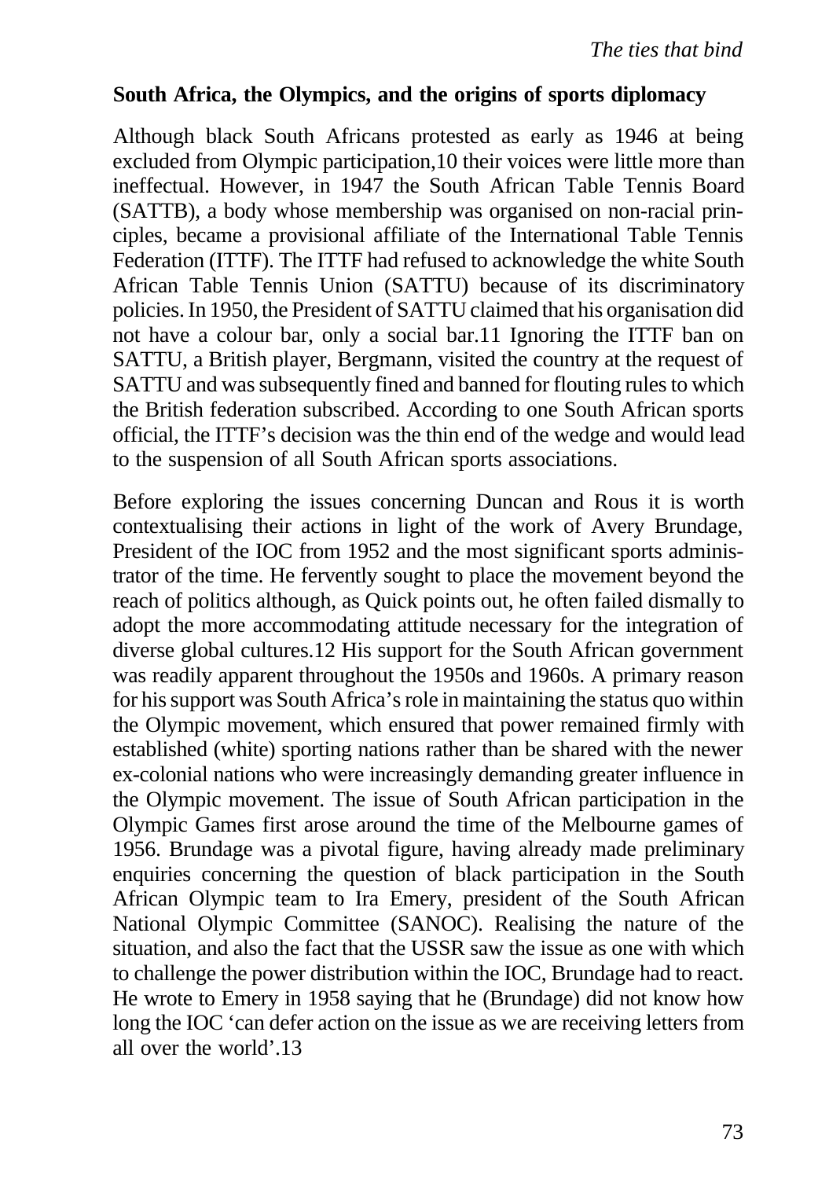## South Africa, the Olympics, and the origins of sports diplomacy

Although black South Africans protested as early as 1946 at being excluded from Olympic participation,[10] their voices were little more than ineffectual. However, in 1947 the South African Table Tennis Board (SATTB), a body whose membership was organised on non-racial principles, became a provisional affiliate of the International Table Tennis Federation (ITTF). The ITTF had refused to acknowledge the white South African Table Tennis Union (SATTU) because of its discriminatory policies. In 1950, the President of SATTU claimed that his organisation did not have a colour bar, only a social bar.[11] Ignoring the ITTF ban on SATTU, a British player, Bergmann, visited the country at the request of SATTU and was subsequently fined and banned for flouting rules to which the British federation subscribed. According to one South African sports official, the ITTF's decision was the thin end of the wedge and would lead to the suspension of all South African sports associations.

Before exploring the issues concerning Duncan and Rous it is worth contextualising their actions in light of the work of Avery Brundage, President of the IOC from 1952 and the most significant sports administrator of the time. He fervently sought to place the movement beyond the reach of politics although, as Quick points out, he often failed dismally to adopt the more accommodating attitude necessary for the integration of diverse global cultures.[12] His support for the South African government was readily apparent throughout the 1950s and 1960s. A primary reason for his support was South Africa's role in maintaining the status quo within the Olympic movement, which ensured that power remained firmly with established (white) sporting nations rather than be shared with the newer ex-colonial nations who were increasingly demanding greater influence in the Olympic movement. The issue of South African participation in the Olympic Games first arose around the time of the Melbourne games of 1956. Brundage was a pivotal figure, having already made preliminary enquiries concerning the question of black participation in the South African Olympic team to Ira Emery, president of the South African National Olympic Committee (SANOC). Realising the nature of the situation, and also the fact that the USSR saw the issue as one with which to challenge the power distribution within the IOC, Brundage had to react. He wrote to Emery in 1958 saying that he (Brundage) did not know how long the IOC 'can defer action on the issue as we are receiving letters from all over the world'.[13]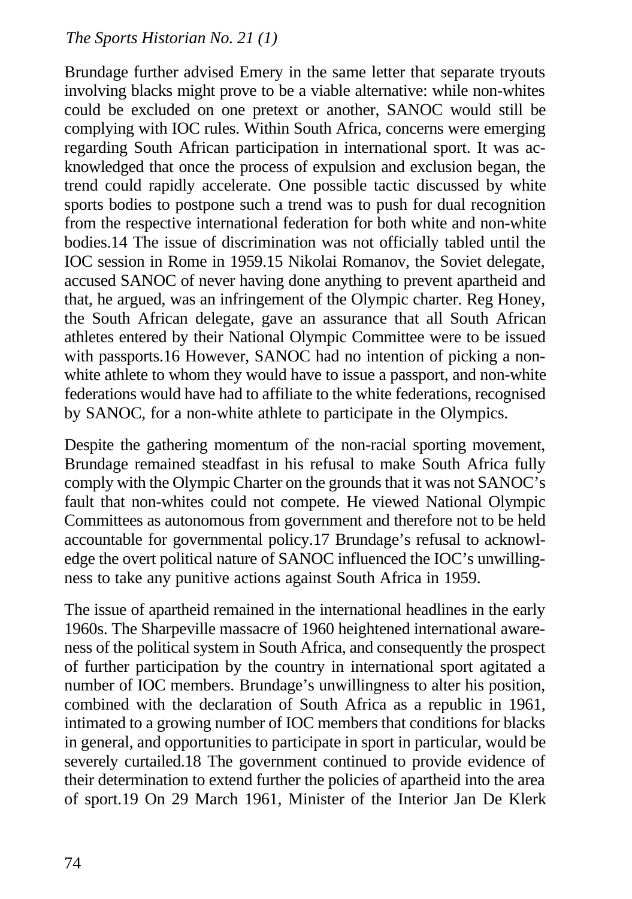Brundage further advised Emery in the same letter that separate tryouts involving blacks might prove to be a viable alternative: while non-whites could be excluded on one pretext or another, SANOC would still be complying with IOC rules. Within South Africa, concerns were emerging regarding South African participation in international sport. It was acknowledged that once the process of expulsion and exclusion began, the trend could rapidly accelerate. One possible tactic discussed by white sports bodies to postpone such a trend was to push for dual recognition from the respective international federation for both white and non-white bodies.[14] The issue of discrimination was not officially tabled until the IOC session in Rome in 1959.[15] Nikolai Romanov, the Soviet delegate, accused SANOC of never having done anything to prevent apartheid and that, he argued, was an infringement of the Olympic charter. Reg Honey, the South African delegate, gave an assurance that all South African athletes entered by their National Olympic Committee were to be issued with passports.[16] However, SANOC had no intention of picking a non-white athlete to whom they would have to issue a passport, and non-white federations would have had to affiliate to the white federations, recognised by SANOC, for a non-white athlete to participate in the Olympics.

Despite the gathering momentum of the non-racial sporting movement, Brundage remained steadfast in his refusal to make South Africa fully comply with the Olympic Charter on the grounds that it was not SANOC's fault that non-whites could not compete. He viewed National Olympic Committees as autonomous from government and therefore not to be held accountable for governmental policy.[17] Brundage's refusal to acknowledge the overt political nature of SANOC influenced the IOC's unwillingness to take any punitive actions against South Africa in 1959.

The issue of apartheid remained in the international headlines in the early 1960s. The Sharpeville massacre of 1960 heightened international awareness of the political system in South Africa, and consequently the prospect of further participation by the country in international sport agitated a number of IOC members. Brundage's unwillingness to alter his position, combined with the declaration of South Africa as a republic in 1961, intimated to a growing number of IOC members that conditions for blacks in general, and opportunities to participate in sport in particular, would be severely curtailed.[18] The government continued to provide evidence of their determination to extend further the policies of apartheid into the area of sport.[19] On 29 March 1961, Minister of the Interior Jan De Klerk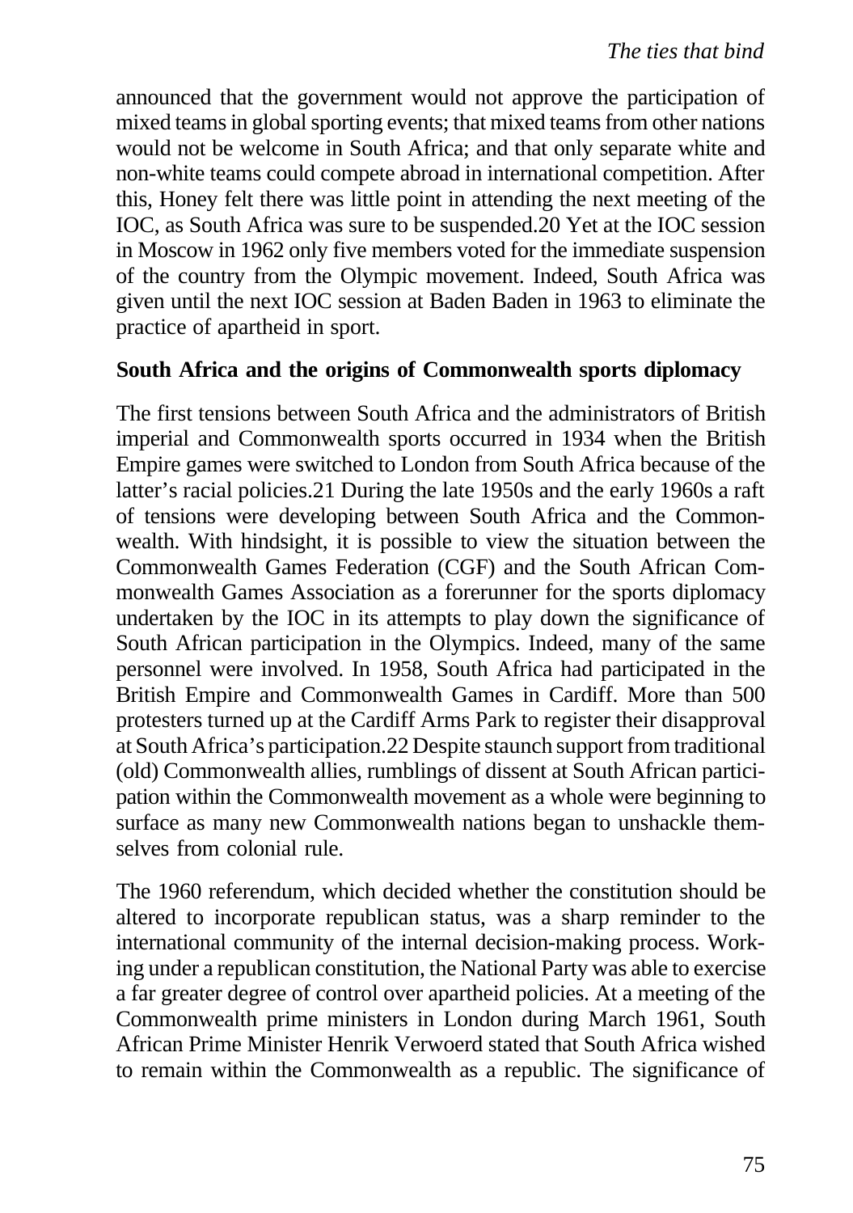announced that the government would not approve the participation of mixed teams in global sporting events; that mixed teams from other nations would not be welcome in South Africa; and that only separate white and non-white teams could compete abroad in international competition. After this, Honey felt there was little point in attending the next meeting of the IOC, as South Africa was sure to be suspended.[20] Yet at the IOC session in Moscow in 1962 only five members voted for the immediate suspension of the country from the Olympic movement. Indeed, South Africa was given until the next IOC session at Baden Baden in 1963 to eliminate the practice of apartheid in sport.

**South Africa and the origins of Commonwealth sports diplomacy**

The first tensions between South Africa and the administrators of British imperial and Commonwealth sports occurred in 1934 when the British Empire games were switched to London from South Africa because of the latter's racial policies.[21] During the late 1950s and the early 1960s a raft of tensions were developing between South Africa and the Commonwealth. With hindsight, it is possible to view the situation between the Commonwealth Games Federation (CGF) and the South African Commonwealth Games Association as a forerunner for the sports diplomacy undertaken by the IOC in its attempts to play down the significance of South African participation in the Olympics. Indeed, many of the same personnel were involved. In 1958, South Africa had participated in the British Empire and Commonwealth Games in Cardiff. More than 500 protesters turned up at the Cardiff Arms Park to register their disapproval at South Africa's participation.[22] Despite staunch support from traditional (old) Commonwealth allies, rumblings of dissent at South African participation within the Commonwealth movement as a whole were beginning to surface as many new Commonwealth nations began to unshackle themselves from colonial rule.

The 1960 referendum, which decided whether the constitution should be altered to incorporate republican status, was a sharp reminder to the international community of the internal decision-making process. Working under a republican constitution, the National Party was able to exercise a far greater degree of control over apartheid policies. At a meeting of the Commonwealth prime ministers in London during March 1961, South African Prime Minister Henrik Verwoerd stated that South Africa wished to remain within the Commonwealth as a republic. The significance of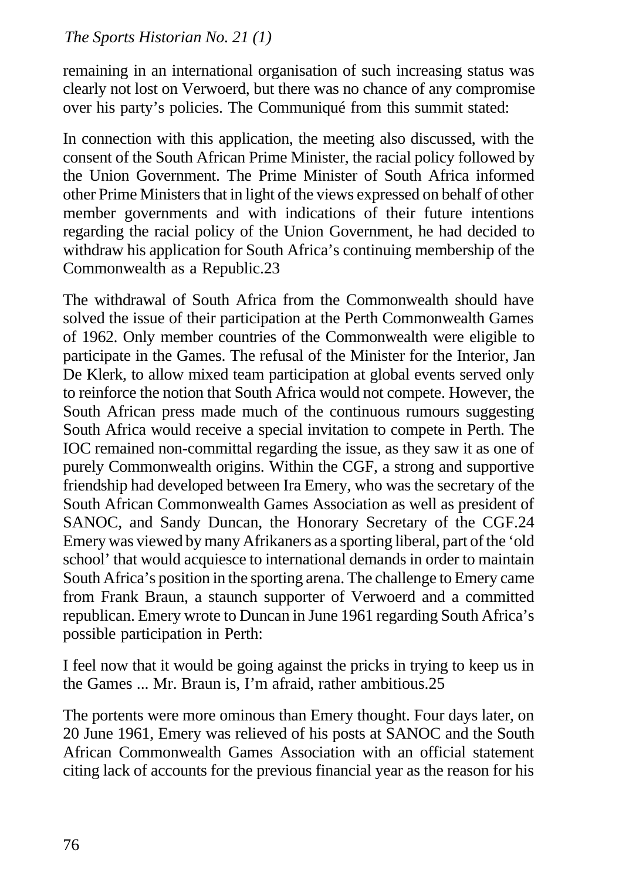remaining in an international organisation of such increasing status was clearly not lost on Verwoerd, but there was no chance of any compromise over his party's policies. The Communiqué from this summit stated:

In connection with this application, the meeting also discussed, with the consent of the South African Prime Minister, the racial policy followed by the Union Government. The Prime Minister of South Africa informed other Prime Ministers that in light of the views expressed on behalf of other member governments and with indications of their future intentions regarding the racial policy of the Union Government, he had decided to withdraw his application for South Africa's continuing membership of the Commonwealth as a Republic.[23]

The withdrawal of South Africa from the Commonwealth should have solved the issue of their participation at the Perth Commonwealth Games of 1962. Only member countries of the Commonwealth were eligible to participate in the Games. The refusal of the Minister for the Interior, Jan De Klerk, to allow mixed team participation at global events served only to reinforce the notion that South Africa would not compete. However, the South African press made much of the continuous rumours suggesting South Africa would receive a special invitation to compete in Perth. The IOC remained non-committal regarding the issue, as they saw it as one of purely Commonwealth origins. Within the CGF, a strong and supportive friendship had developed between Ira Emery, who was the secretary of the South African Commonwealth Games Association as well as president of SANOC, and Sandy Duncan, the Honorary Secretary of the CGF.[24] Emery was viewed by many Afrikaners as a sporting liberal, part of the 'old school' that would acquiesce to international demands in order to maintain South Africa's position in the sporting arena. The challenge to Emery came from Frank Braun, a staunch supporter of Verwoerd and a committed republican. Emery wrote to Duncan in June 1961 regarding South Africa's possible participation in Perth:

I feel now that it would be going against the pricks in trying to keep us in the Games ... Mr. Braun is, I'm afraid, rather ambitious.[25]

The portents were more ominous than Emery thought. Four days later, on 20 June 1961, Emery was relieved of his posts at SANOC and the South African Commonwealth Games Association with an official statement citing lack of accounts for the previous financial year as the reason for his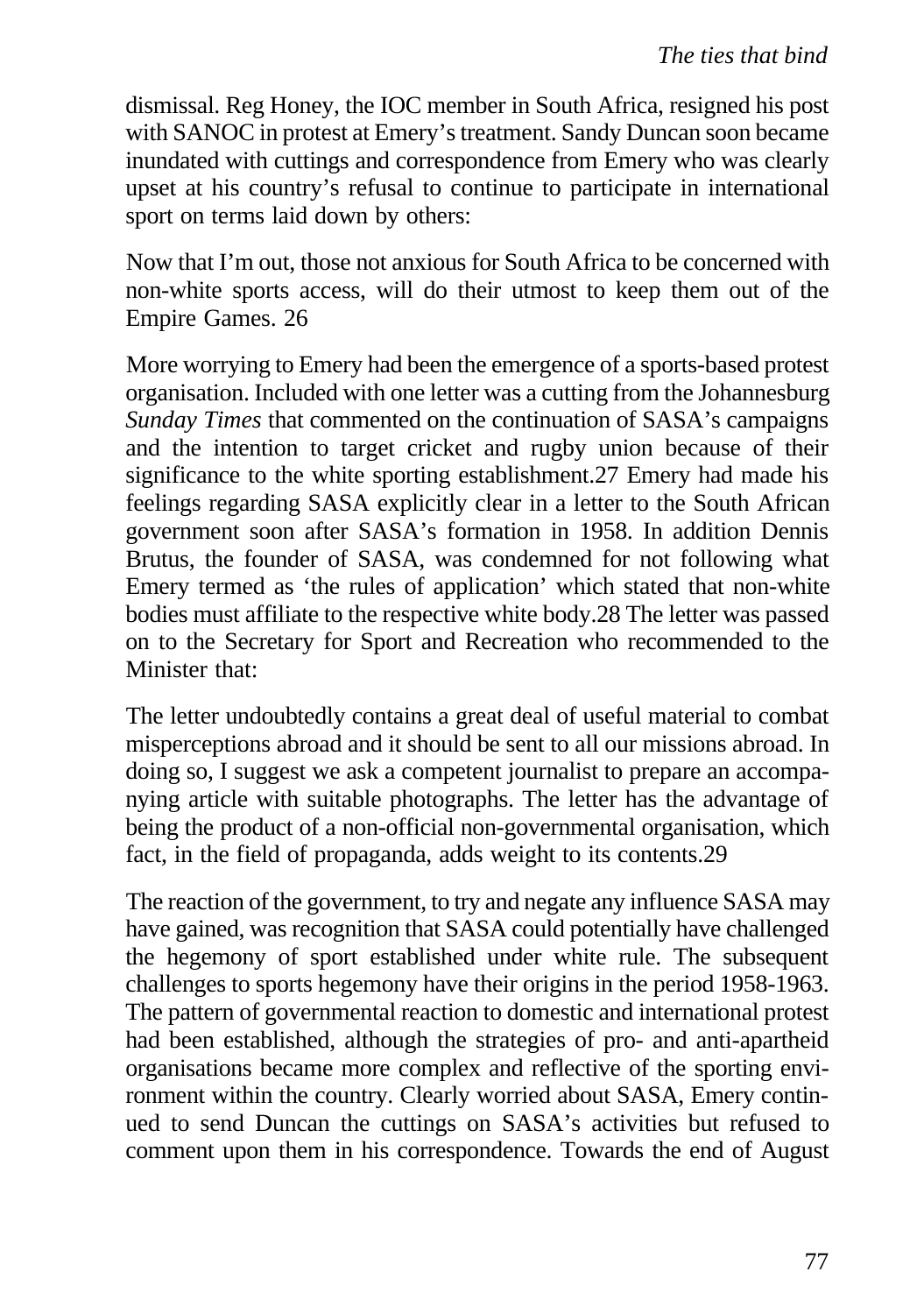dismissal. Reg Honey, the IOC member in South Africa, resigned his post with SANOC in protest at Emery's treatment. Sandy Duncan soon became inundated with cuttings and correspondence from Emery who was clearly upset at his country's refusal to continue to participate in international sport on terms laid down by others:

Now that I'm out, those not anxious for South Africa to be concerned with non-white sports access, will do their utmost to keep them out of the Empire Games. 26

More worrying to Emery had been the emergence of a sports-based protest organisation. Included with one letter was a cutting from the Johannesburg *Sunday Times* that commented on the continuation of SASA's campaigns and the intention to target cricket and rugby union because of their significance to the white sporting establishment.27 Emery had made his feelings regarding SASA explicitly clear in a letter to the South African government soon after SASA's formation in 1958. In addition Dennis Brutus, the founder of SASA, was condemned for not following what Emery termed as 'the rules of application' which stated that non-white bodies must affiliate to the respective white body.28 The letter was passed on to the Secretary for Sport and Recreation who recommended to the Minister that:

The letter undoubtedly contains a great deal of useful material to combat misperceptions abroad and it should be sent to all our missions abroad. In doing so, I suggest we ask a competent journalist to prepare an accompanying article with suitable photographs. The letter has the advantage of being the product of a non-official non-governmental organisation, which fact, in the field of propaganda, adds weight to its contents.29

The reaction of the government, to try and negate any influence SASA may have gained, was recognition that SASA could potentially have challenged the hegemony of sport established under white rule. The subsequent challenges to sports hegemony have their origins in the period 1958-1963. The pattern of governmental reaction to domestic and international protest had been established, although the strategies of pro- and anti-apartheid organisations became more complex and reflective of the sporting environment within the country. Clearly worried about SASA, Emery continued to send Duncan the cuttings on SASA's activities but refused to comment upon them in his correspondence. Towards the end of August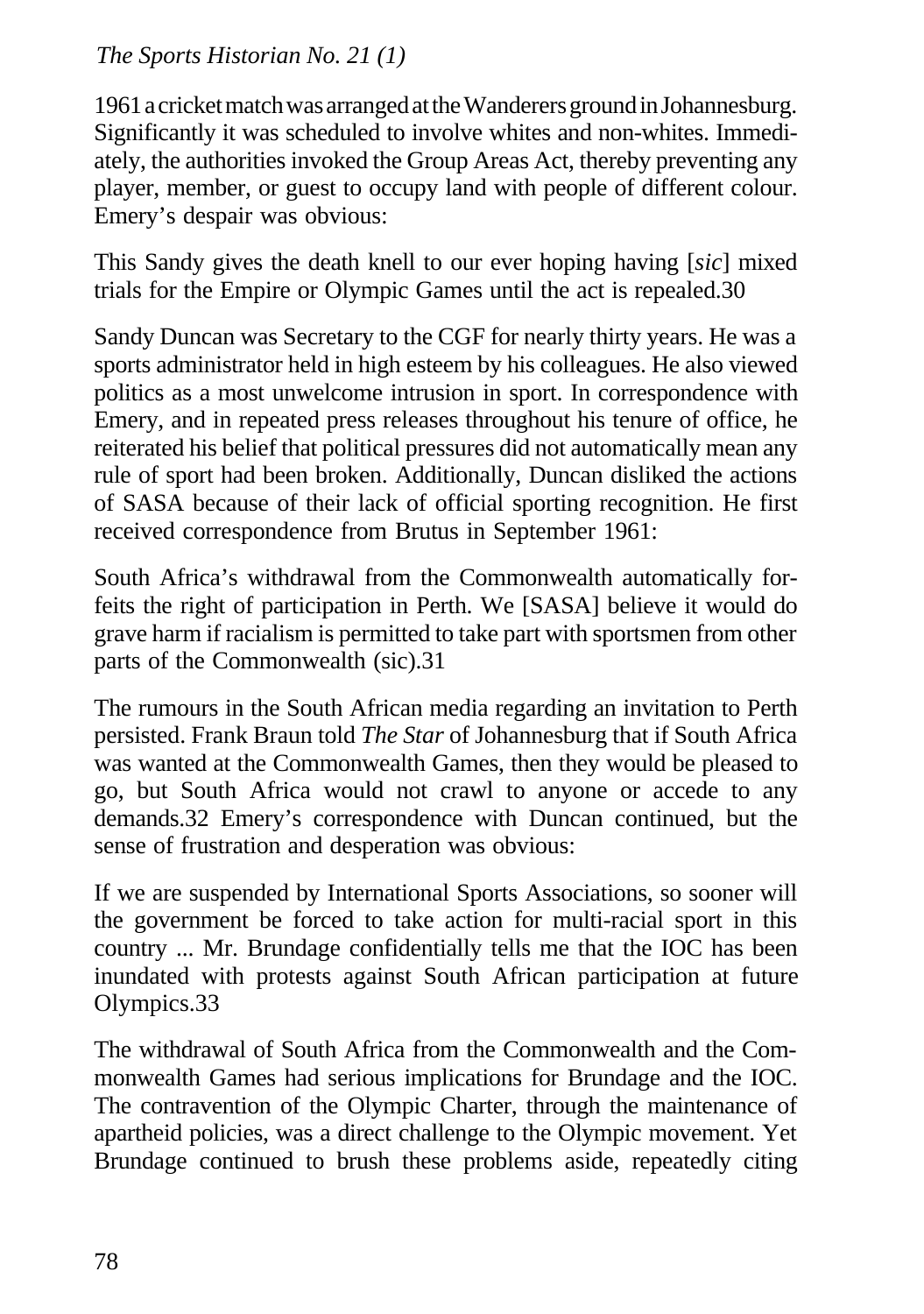1961 a cricket match was arranged at the Wanderers ground in Johannesburg. Significantly it was scheduled to involve whites and non-whites. Immediately, the authorities invoked the Group Areas Act, thereby preventing any player, member, or guest to occupy land with people of different colour. Emery's despair was obvious:

This Sandy gives the death knell to our ever hoping having [*sic*] mixed trials for the Empire or Olympic Games until the act is repealed.30

Sandy Duncan was Secretary to the CGF for nearly thirty years. He was a sports administrator held in high esteem by his colleagues. He also viewed politics as a most unwelcome intrusion in sport. In correspondence with Emery, and in repeated press releases throughout his tenure of office, he reiterated his belief that political pressures did not automatically mean any rule of sport had been broken. Additionally, Duncan disliked the actions of SASA because of their lack of official sporting recognition. He first received correspondence from Brutus in September 1961:

South Africa's withdrawal from the Commonwealth automatically forfeits the right of participation in Perth. We [SASA] believe it would do grave harm if racialism is permitted to take part with sportsmen from other parts of the Commonwealth (sic).31

The rumours in the South African media regarding an invitation to Perth persisted. Frank Braun told *The Star* of Johannesburg that if South Africa was wanted at the Commonwealth Games, then they would be pleased to go, but South Africa would not crawl to anyone or accede to any demands.32 Emery's correspondence with Duncan continued, but the sense of frustration and desperation was obvious:

If we are suspended by International Sports Associations, so sooner will the government be forced to take action for multi-racial sport in this country ... Mr. Brundage confidentially tells me that the IOC has been inundated with protests against South African participation at future Olympics.33

The withdrawal of South Africa from the Commonwealth and the Commonwealth Games had serious implications for Brundage and the IOC. The contravention of the Olympic Charter, through the maintenance of apartheid policies, was a direct challenge to the Olympic movement. Yet Brundage continued to brush these problems aside, repeatedly citing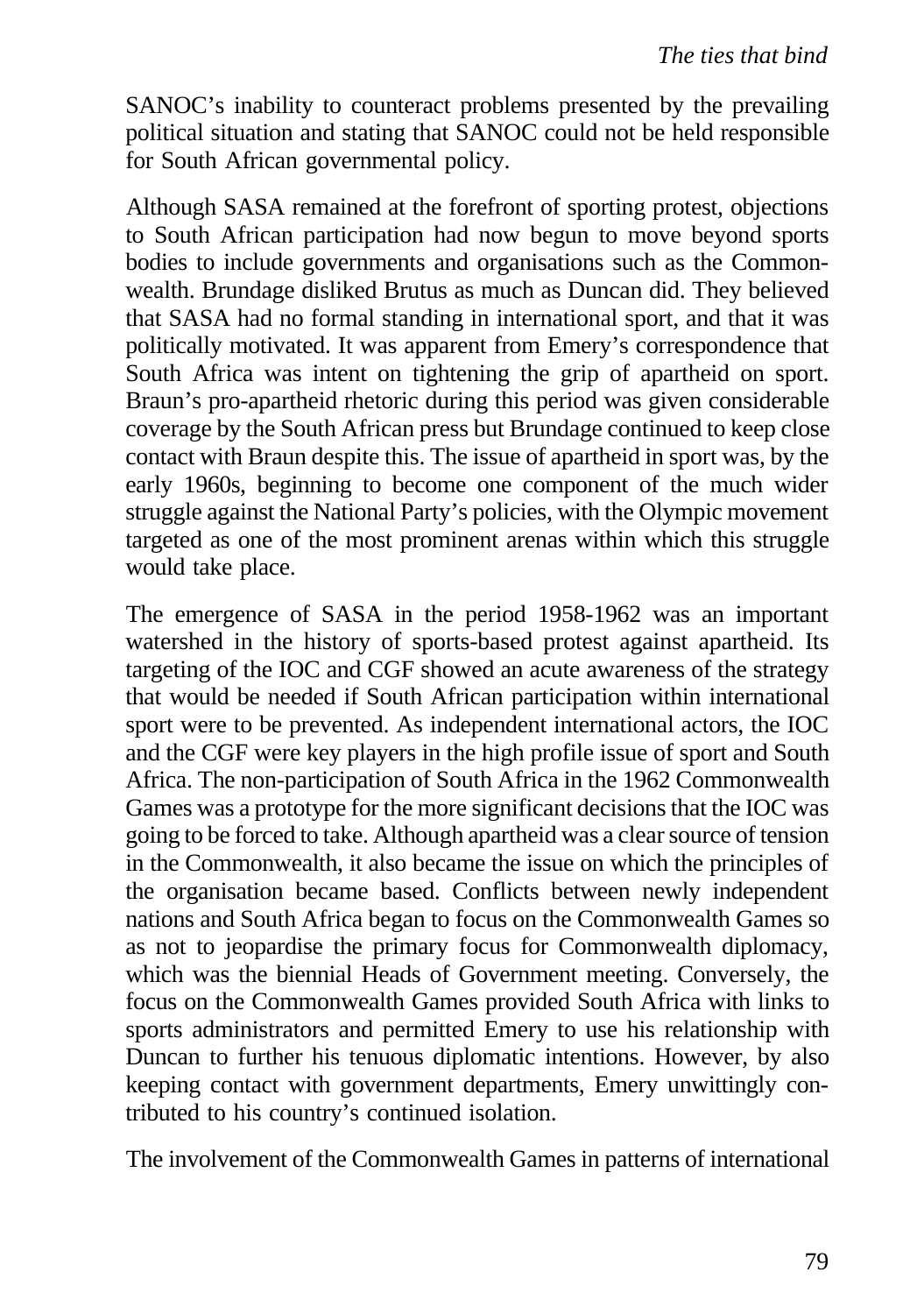SANOC's inability to counteract problems presented by the prevailing political situation and stating that SANOC could not be held responsible for South African governmental policy.

Although SASA remained at the forefront of sporting protest, objections to South African participation had now begun to move beyond sports bodies to include governments and organisations such as the Commonwealth. Brundage disliked Brutus as much as Duncan did. They believed that SASA had no formal standing in international sport, and that it was politically motivated. It was apparent from Emery's correspondence that South Africa was intent on tightening the grip of apartheid on sport. Braun's pro-apartheid rhetoric during this period was given considerable coverage by the South African press but Brundage continued to keep close contact with Braun despite this. The issue of apartheid in sport was, by the early 1960s, beginning to become one component of the much wider struggle against the National Party's policies, with the Olympic movement targeted as one of the most prominent arenas within which this struggle would take place.

The emergence of SASA in the period 1958-1962 was an important watershed in the history of sports-based protest against apartheid. Its targeting of the IOC and CGF showed an acute awareness of the strategy that would be needed if South African participation within international sport were to be prevented. As independent international actors, the IOC and the CGF were key players in the high profile issue of sport and South Africa. The non-participation of South Africa in the 1962 Commonwealth Games was a prototype for the more significant decisions that the IOC was going to be forced to take. Although apartheid was a clear source of tension in the Commonwealth, it also became the issue on which the principles of the organisation became based. Conflicts between newly independent nations and South Africa began to focus on the Commonwealth Games so as not to jeopardise the primary focus for Commonwealth diplomacy, which was the biennial Heads of Government meeting. Conversely, the focus on the Commonwealth Games provided South Africa with links to sports administrators and permitted Emery to use his relationship with Duncan to further his tenuous diplomatic intentions. However, by also keeping contact with government departments, Emery unwittingly contributed to his country's continued isolation.

The involvement of the Commonwealth Games in patterns of international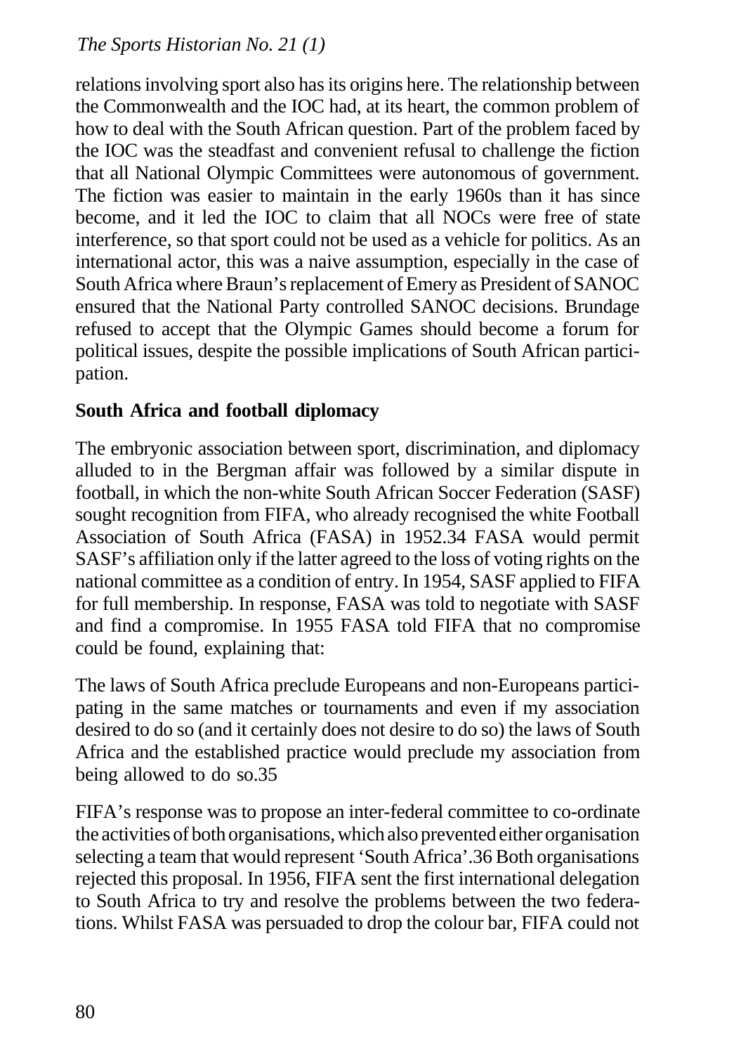relations involving sport also has its origins here. The relationship between the Commonwealth and the IOC had, at its heart, the common problem of how to deal with the South African question. Part of the problem faced by the IOC was the steadfast and convenient refusal to challenge the fiction that all National Olympic Committees were autonomous of government. The fiction was easier to maintain in the early 1960s than it has since become, and it led the IOC to claim that all NOCs were free of state interference, so that sport could not be used as a vehicle for politics. As an international actor, this was a naive assumption, especially in the case of South Africa where Braun's replacement of Emery as President of SANOC ensured that the National Party controlled SANOC decisions. Brundage refused to accept that the Olympic Games should become a forum for political issues, despite the possible implications of South African participation.

**South Africa and football diplomacy**

The embryonic association between sport, discrimination, and diplomacy alluded to in the Bergman affair was followed by a similar dispute in football, in which the non-white South African Soccer Federation (SASF) sought recognition from FIFA, who already recognised the white Football Association of South Africa (FASA) in 1952.34 FASA would permit SASF's affiliation only if the latter agreed to the loss of voting rights on the national committee as a condition of entry. In 1954, SASF applied to FIFA for full membership. In response, FASA was told to negotiate with SASF and find a compromise. In 1955 FASA told FIFA that no compromise could be found, explaining that:

The laws of South Africa preclude Europeans and non-Europeans participating in the same matches or tournaments and even if my association desired to do so (and it certainly does not desire to do so) the laws of South Africa and the established practice would preclude my association from being allowed to do so.35

FIFA's response was to propose an inter-federal committee to co-ordinate the activities of both organisations, which also prevented either organisation selecting a team that would represent 'South Africa'.36 Both organisations rejected this proposal. In 1956, FIFA sent the first international delegation to South Africa to try and resolve the problems between the two federations. Whilst FASA was persuaded to drop the colour bar, FIFA could not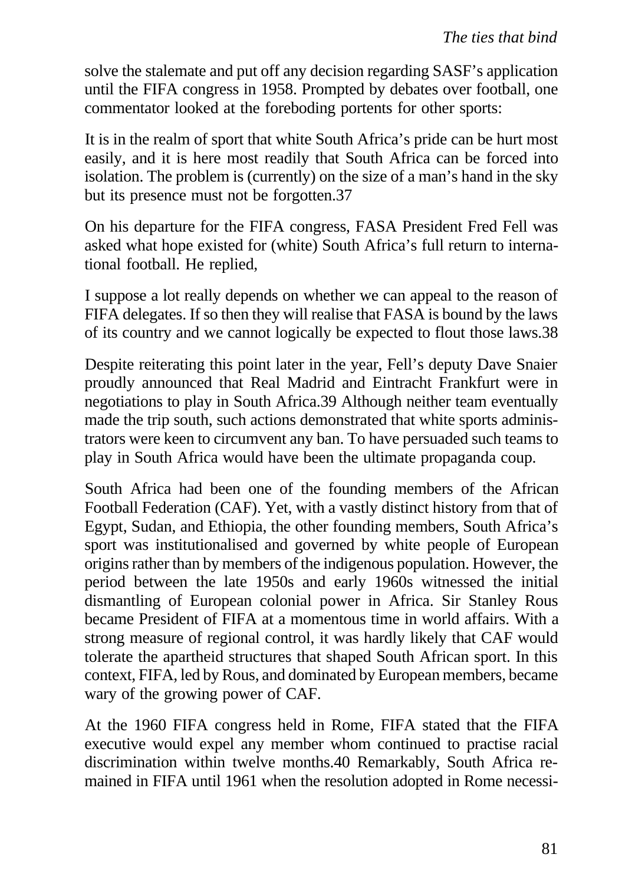solve the stalemate and put off any decision regarding SASF's application until the FIFA congress in 1958. Prompted by debates over football, one commentator looked at the foreboding portents for other sports:

It is in the realm of sport that white South Africa's pride can be hurt most easily, and it is here most readily that South Africa can be forced into isolation. The problem is (currently) on the size of a man's hand in the sky but its presence must not be forgotten.37

On his departure for the FIFA congress, FASA President Fred Fell was asked what hope existed for (white) South Africa's full return to international football. He replied,

I suppose a lot really depends on whether we can appeal to the reason of FIFA delegates. If so then they will realise that FASA is bound by the laws of its country and we cannot logically be expected to flout those laws.38

Despite reiterating this point later in the year, Fell's deputy Dave Snaier proudly announced that Real Madrid and Eintracht Frankfurt were in negotiations to play in South Africa.39 Although neither team eventually made the trip south, such actions demonstrated that white sports administrators were keen to circumvent any ban. To have persuaded such teams to play in South Africa would have been the ultimate propaganda coup.

South Africa had been one of the founding members of the African Football Federation (CAF). Yet, with a vastly distinct history from that of Egypt, Sudan, and Ethiopia, the other founding members, South Africa's sport was institutionalised and governed by white people of European origins rather than by members of the indigenous population. However, the period between the late 1950s and early 1960s witnessed the initial dismantling of European colonial power in Africa. Sir Stanley Rous became President of FIFA at a momentous time in world affairs. With a strong measure of regional control, it was hardly likely that CAF would tolerate the apartheid structures that shaped South African sport. In this context, FIFA, led by Rous, and dominated by European members, became wary of the growing power of CAF.

At the 1960 FIFA congress held in Rome, FIFA stated that the FIFA executive would expel any member whom continued to practise racial discrimination within twelve months.40 Remarkably, South Africa remained in FIFA until 1961 when the resolution adopted in Rome necessi-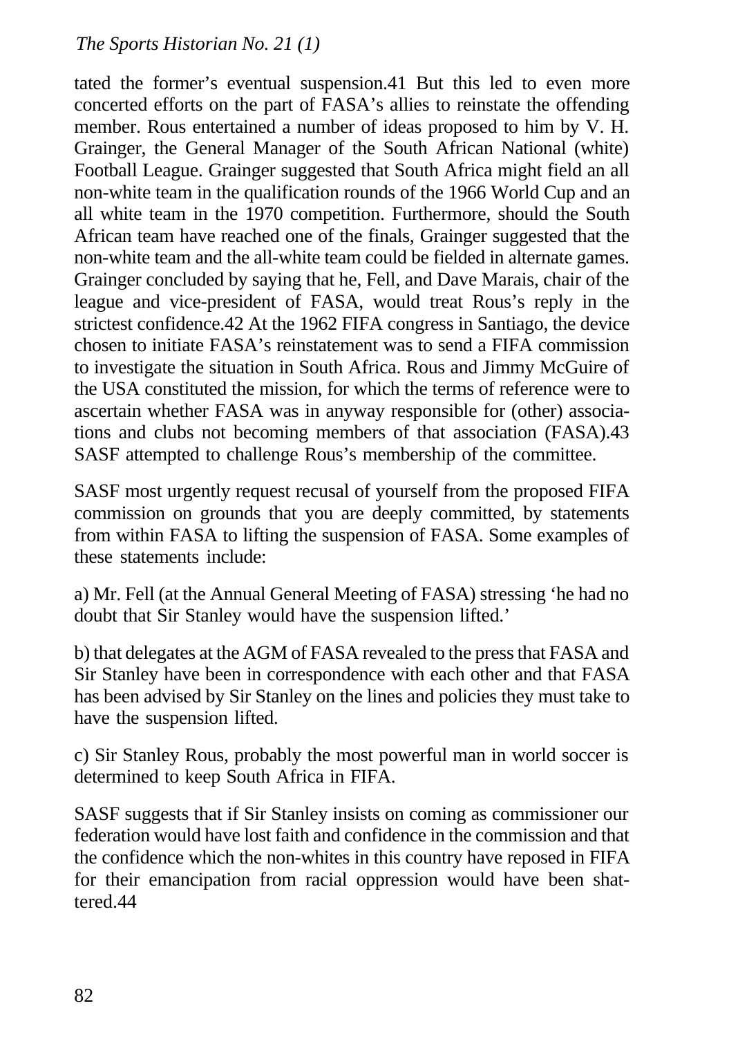tated the former's eventual suspension.41 But this led to even more concerted efforts on the part of FASA's allies to reinstate the offending member. Rous entertained a number of ideas proposed to him by V. H. Grainger, the General Manager of the South African National (white) Football League. Grainger suggested that South Africa might field an all non-white team in the qualification rounds of the 1966 World Cup and an all white team in the 1970 competition. Furthermore, should the South African team have reached one of the finals, Grainger suggested that the non-white team and the all-white team could be fielded in alternate games. Grainger concluded by saying that he, Fell, and Dave Marais, chair of the league and vice-president of FASA, would treat Rous's reply in the strictest confidence.42 At the 1962 FIFA congress in Santiago, the device chosen to initiate FASA's reinstatement was to send a FIFA commission to investigate the situation in South Africa. Rous and Jimmy McGuire of the USA constituted the mission, for which the terms of reference were to ascertain whether FASA was in anyway responsible for (other) associations and clubs not becoming members of that association (FASA).43 SASF attempted to challenge Rous's membership of the committee.

SASF most urgently request recusal of yourself from the proposed FIFA commission on grounds that you are deeply committed, by statements from within FASA to lifting the suspension of FASA. Some examples of these statements include:

a) Mr. Fell (at the Annual General Meeting of FASA) stressing 'he had no doubt that Sir Stanley would have the suspension lifted.'

b) that delegates at the AGM of FASA revealed to the press that FASA and Sir Stanley have been in correspondence with each other and that FASA has been advised by Sir Stanley on the lines and policies they must take to have the suspension lifted.

c) Sir Stanley Rous, probably the most powerful man in world soccer is determined to keep South Africa in FIFA.

SASF suggests that if Sir Stanley insists on coming as commissioner our federation would have lost faith and confidence in the commission and that the confidence which the non-whites in this country have reposed in FIFA for their emancipation from racial oppression would have been shattered.44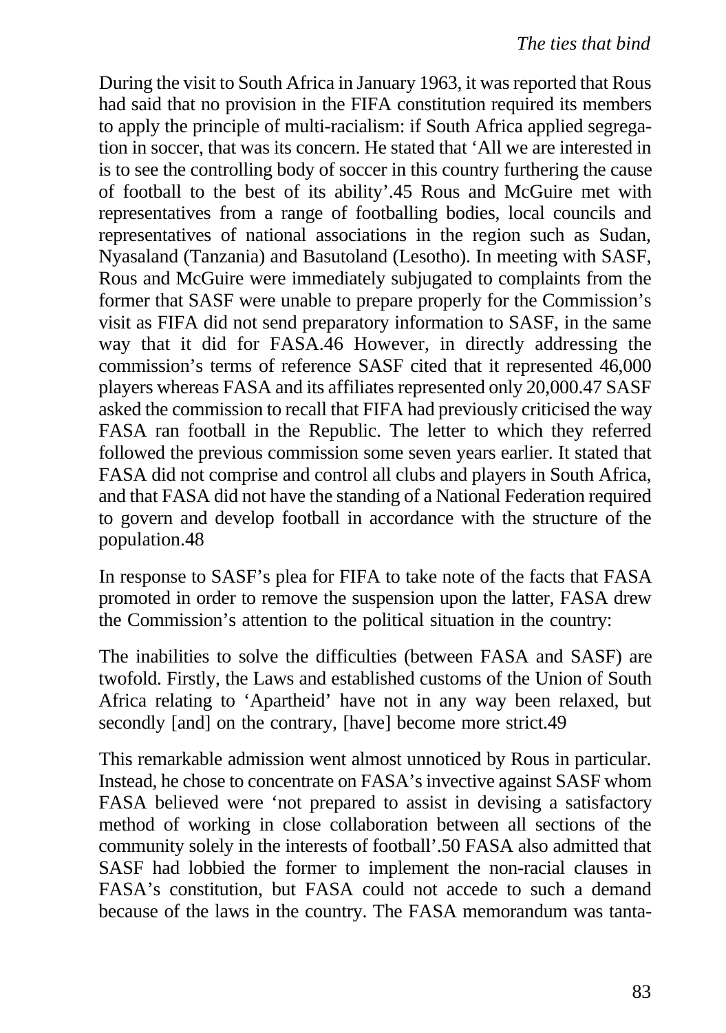During the visit to South Africa in January 1963, it was reported that Rous had said that no provision in the FIFA constitution required its members to apply the principle of multi-racialism: if South Africa applied segregation in soccer, that was its concern. He stated that 'All we are interested in is to see the controlling body of soccer in this country furthering the cause of football to the best of its ability'.45 Rous and McGuire met with representatives from a range of footballing bodies, local councils and representatives of national associations in the region such as Sudan, Nyasaland (Tanzania) and Basutoland (Lesotho). In meeting with SASF, Rous and McGuire were immediately subjugated to complaints from the former that SASF were unable to prepare properly for the Commission's visit as FIFA did not send preparatory information to SASF, in the same way that it did for FASA.46 However, in directly addressing the commission's terms of reference SASF cited that it represented 46,000 players whereas FASA and its affiliates represented only 20,000.47 SASF asked the commission to recall that FIFA had previously criticised the way FASA ran football in the Republic. The letter to which they referred followed the previous commission some seven years earlier. It stated that FASA did not comprise and control all clubs and players in South Africa, and that FASA did not have the standing of a National Federation required to govern and develop football in accordance with the structure of the population.48

In response to SASF's plea for FIFA to take note of the facts that FASA promoted in order to remove the suspension upon the latter, FASA drew the Commission's attention to the political situation in the country:

> The inabilities to solve the difficulties (between FASA and SASF) are twofold. Firstly, the Laws and established customs of the Union of South Africa relating to 'Apartheid' have not in any way been relaxed, but secondly [and] on the contrary, [have] become more strict.49

This remarkable admission went almost unnoticed by Rous in particular. Instead, he chose to concentrate on FASA's invective against SASF whom FASA believed were 'not prepared to assist in devising a satisfactory method of working in close collaboration between all sections of the community solely in the interests of football'.50 FASA also admitted that SASF had lobbied the former to implement the non-racial clauses in FASA's constitution, but FASA could not accede to such a demand because of the laws in the country. The FASA memorandum was tanta-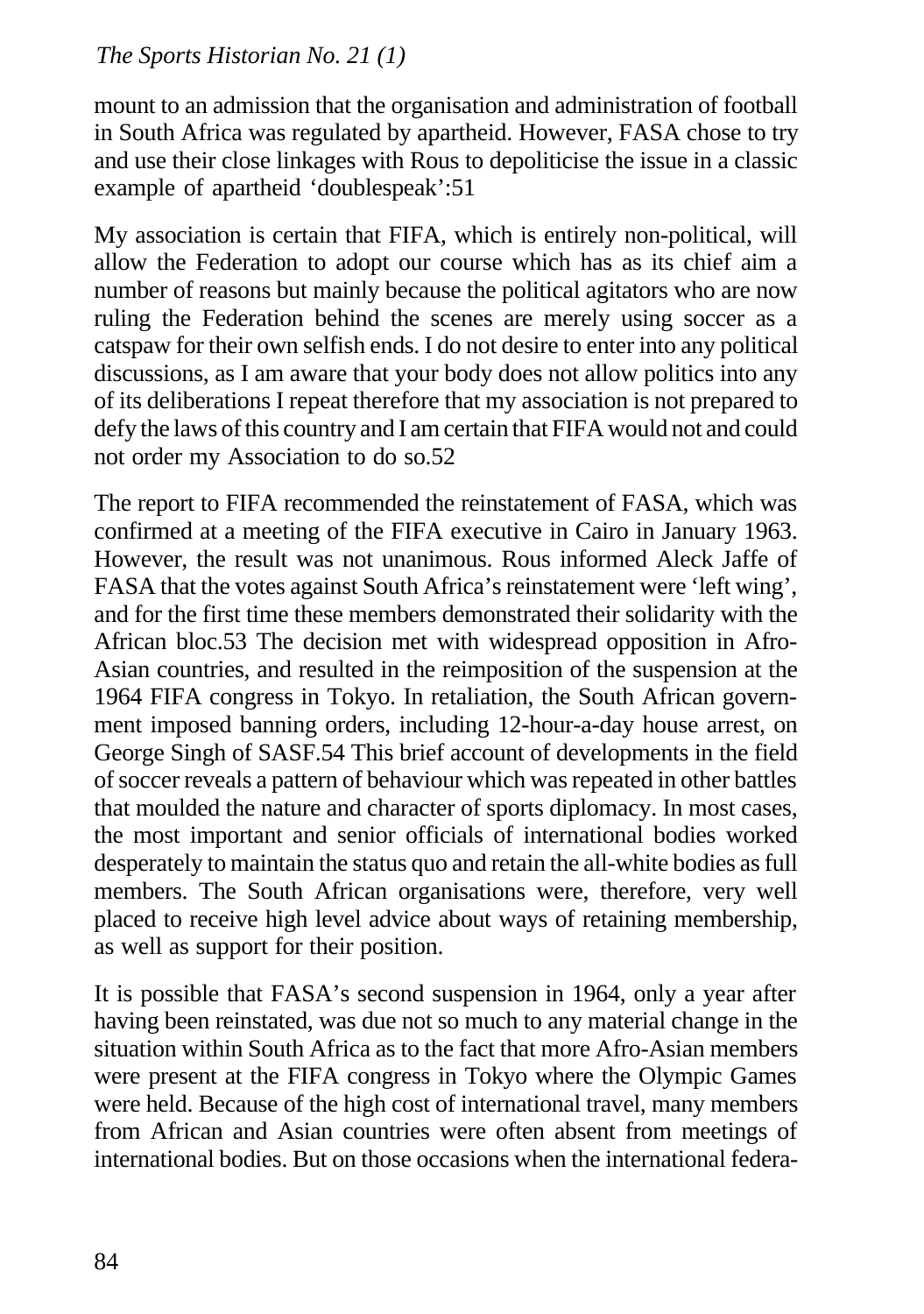mount to an admission that the organisation and administration of football in South Africa was regulated by apartheid. However, FASA chose to try and use their close linkages with Rous to depoliticise the issue in a classic example of apartheid 'doublespeak':51

> My association is certain that FIFA, which is entirely non-political, will allow the Federation to adopt our course which has as its chief aim a number of reasons but mainly because the political agitators who are now ruling the Federation behind the scenes are merely using soccer as a catspaw for their own selfish ends. I do not desire to enter into any political discussions, as I am aware that your body does not allow politics into any of its deliberations I repeat therefore that my association is not prepared to defy the laws of this country and I am certain that FIFA would not and could not order my Association to do so.52

The report to FIFA recommended the reinstatement of FASA, which was confirmed at a meeting of the FIFA executive in Cairo in January 1963. However, the result was not unanimous. Rous informed Aleck Jaffe of FASA that the votes against South Africa's reinstatement were 'left wing', and for the first time these members demonstrated their solidarity with the African bloc.53 The decision met with widespread opposition in Afro-Asian countries, and resulted in the reimposition of the suspension at the 1964 FIFA congress in Tokyo. In retaliation, the South African government imposed banning orders, including 12-hour-a-day house arrest, on George Singh of SASF.54 This brief account of developments in the field of soccer reveals a pattern of behaviour which was repeated in other battles that moulded the nature and character of sports diplomacy. In most cases, the most important and senior officials of international bodies worked desperately to maintain the status quo and retain the all-white bodies as full members. The South African organisations were, therefore, very well placed to receive high level advice about ways of retaining membership, as well as support for their position.

It is possible that FASA's second suspension in 1964, only a year after having been reinstated, was due not so much to any material change in the situation within South Africa as to the fact that more Afro-Asian members were present at the FIFA congress in Tokyo where the Olympic Games were held. Because of the high cost of international travel, many members from African and Asian countries were often absent from meetings of international bodies. But on those occasions when the international federa-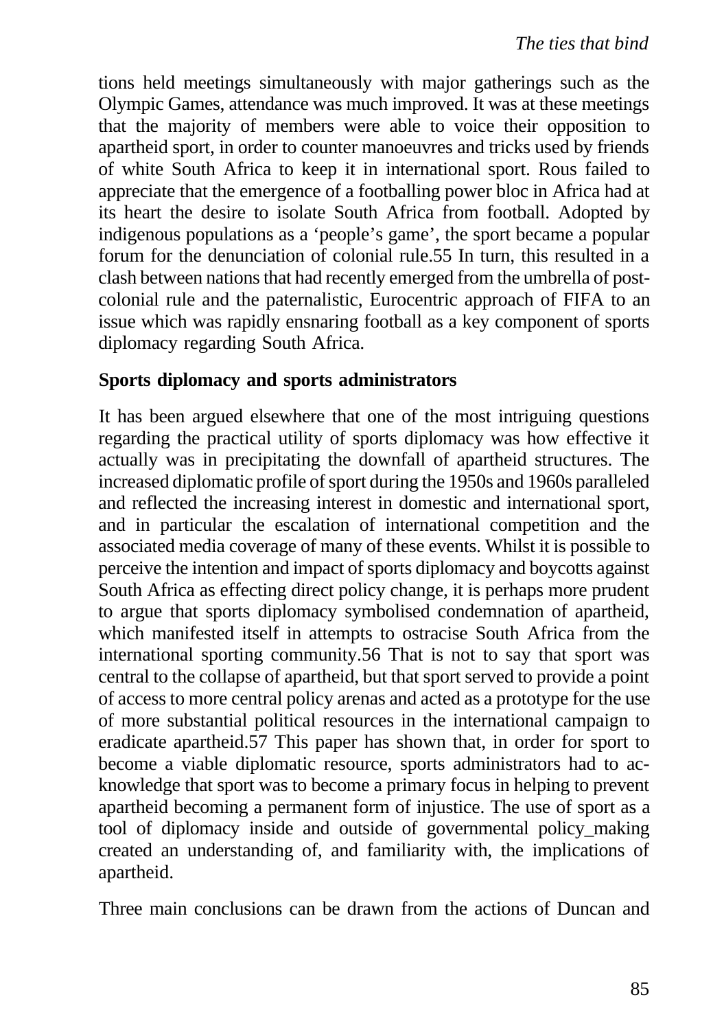tions held meetings simultaneously with major gatherings such as the Olympic Games, attendance was much improved. It was at these meetings that the majority of members were able to voice their opposition to apartheid sport, in order to counter manoeuvres and tricks used by friends of white South Africa to keep it in international sport. Rous failed to appreciate that the emergence of a footballing power bloc in Africa had at its heart the desire to isolate South Africa from football. Adopted by indigenous populations as a 'people's game', the sport became a popular forum for the denunciation of colonial rule.55 In turn, this resulted in a clash between nations that had recently emerged from the umbrella of post-colonial rule and the paternalistic, Eurocentric approach of FIFA to an issue which was rapidly ensnaring football as a key component of sports diplomacy regarding South Africa.

## Sports diplomacy and sports administrators

It has been argued elsewhere that one of the most intriguing questions regarding the practical utility of sports diplomacy was how effective it actually was in precipitating the downfall of apartheid structures. The increased diplomatic profile of sport during the 1950s and 1960s paralleled and reflected the increasing interest in domestic and international sport, and in particular the escalation of international competition and the associated media coverage of many of these events. Whilst it is possible to perceive the intention and impact of sports diplomacy and boycotts against South Africa as effecting direct policy change, it is perhaps more prudent to argue that sports diplomacy symbolised condemnation of apartheid, which manifested itself in attempts to ostracise South Africa from the international sporting community.56 That is not to say that sport was central to the collapse of apartheid, but that sport served to provide a point of access to more central policy arenas and acted as a prototype for the use of more substantial political resources in the international campaign to eradicate apartheid.57 This paper has shown that, in order for sport to become a viable diplomatic resource, sports administrators had to acknowledge that sport was to become a primary focus in helping to prevent apartheid becoming a permanent form of injustice. The use of sport as a tool of diplomacy inside and outside of governmental policy_making created an understanding of, and familiarity with, the implications of apartheid.

Three main conclusions can be drawn from the actions of Duncan and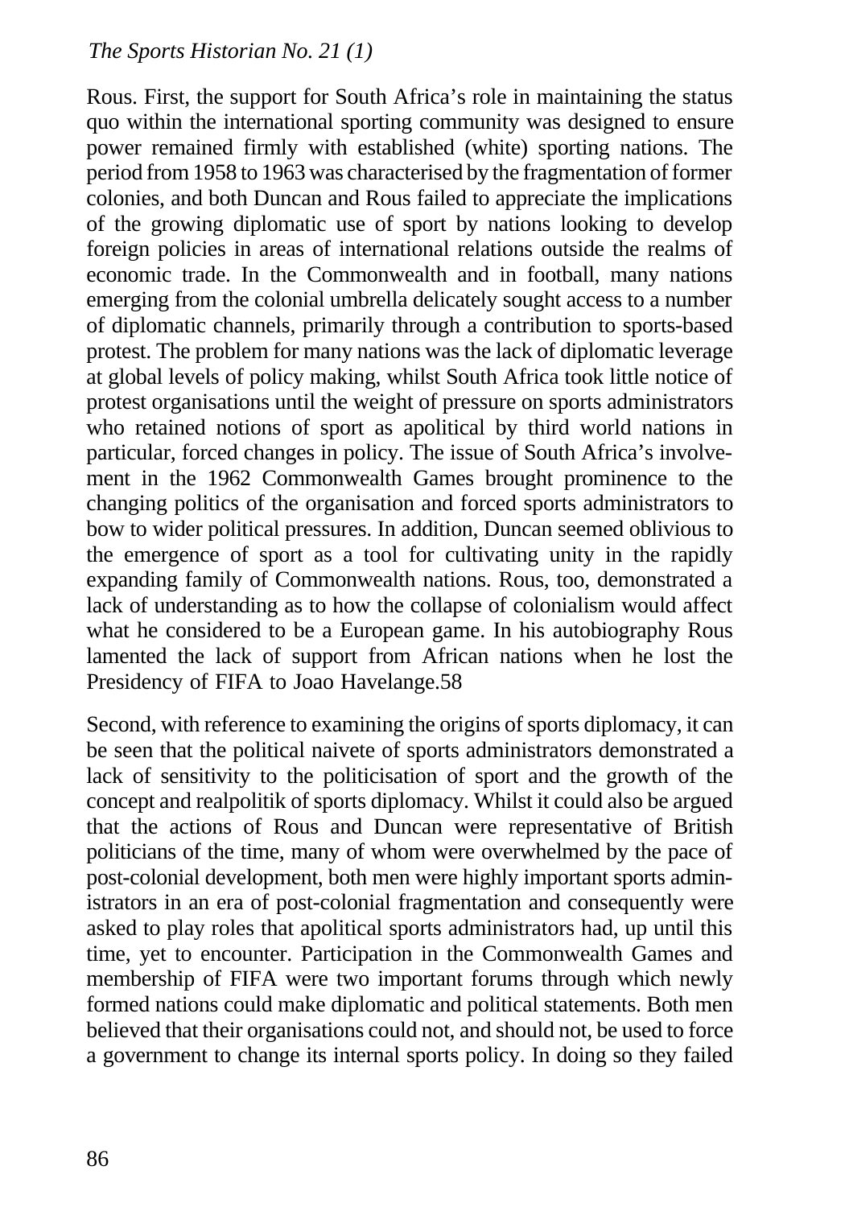Rous. First, the support for South Africa's role in maintaining the status quo within the international sporting community was designed to ensure power remained firmly with established (white) sporting nations. The period from 1958 to 1963 was characterised by the fragmentation of former colonies, and both Duncan and Rous failed to appreciate the implications of the growing diplomatic use of sport by nations looking to develop foreign policies in areas of international relations outside the realms of economic trade. In the Commonwealth and in football, many nations emerging from the colonial umbrella delicately sought access to a number of diplomatic channels, primarily through a contribution to sports-based protest. The problem for many nations was the lack of diplomatic leverage at global levels of policy making, whilst South Africa took little notice of protest organisations until the weight of pressure on sports administrators who retained notions of sport as apolitical by third world nations in particular, forced changes in policy. The issue of South Africa's involvement in the 1962 Commonwealth Games brought prominence to the changing politics of the organisation and forced sports administrators to bow to wider political pressures. In addition, Duncan seemed oblivious to the emergence of sport as a tool for cultivating unity in the rapidly expanding family of Commonwealth nations. Rous, too, demonstrated a lack of understanding as to how the collapse of colonialism would affect what he considered to be a European game. In his autobiography Rous lamented the lack of support from African nations when he lost the Presidency of FIFA to Joao Havelange.58

Second, with reference to examining the origins of sports diplomacy, it can be seen that the political naivete of sports administrators demonstrated a lack of sensitivity to the politicisation of sport and the growth of the concept and realpolitik of sports diplomacy. Whilst it could also be argued that the actions of Rous and Duncan were representative of British politicians of the time, many of whom were overwhelmed by the pace of post-colonial development, both men were highly important sports administrators in an era of post-colonial fragmentation and consequently were asked to play roles that apolitical sports administrators had, up until this time, yet to encounter. Participation in the Commonwealth Games and membership of FIFA were two important forums through which newly formed nations could make diplomatic and political statements. Both men believed that their organisations could not, and should not, be used to force a government to change its internal sports policy. In doing so they failed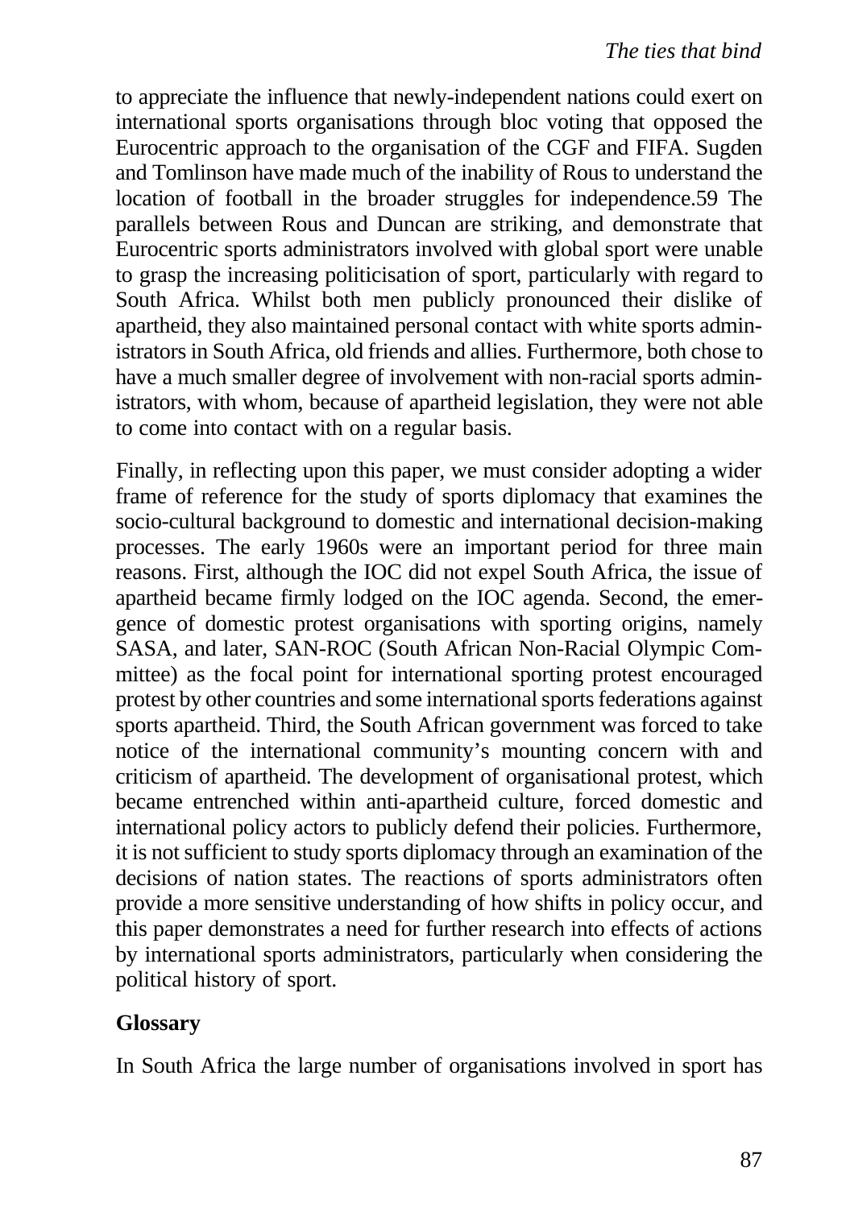to appreciate the influence that newly-independent nations could exert on international sports organisations through bloc voting that opposed the Eurocentric approach to the organisation of the CGF and FIFA. Sugden and Tomlinson have made much of the inability of Rous to understand the location of football in the broader struggles for independence.[59] The parallels between Rous and Duncan are striking, and demonstrate that Eurocentric sports administrators involved with global sport were unable to grasp the increasing politicisation of sport, particularly with regard to South Africa. Whilst both men publicly pronounced their dislike of apartheid, they also maintained personal contact with white sports administrators in South Africa, old friends and allies. Furthermore, both chose to have a much smaller degree of involvement with non-racial sports administrators, with whom, because of apartheid legislation, they were not able to come into contact with on a regular basis.

Finally, in reflecting upon this paper, we must consider adopting a wider frame of reference for the study of sports diplomacy that examines the socio-cultural background to domestic and international decision-making processes. The early 1960s were an important period for three main reasons. First, although the IOC did not expel South Africa, the issue of apartheid became firmly lodged on the IOC agenda. Second, the emergence of domestic protest organisations with sporting origins, namely SASA, and later, SAN-ROC (South African Non-Racial Olympic Committee) as the focal point for international sporting protest encouraged protest by other countries and some international sports federations against sports apartheid. Third, the South African government was forced to take notice of the international community's mounting concern with and criticism of apartheid. The development of organisational protest, which became entrenched within anti-apartheid culture, forced domestic and international policy actors to publicly defend their policies. Furthermore, it is not sufficient to study sports diplomacy through an examination of the decisions of nation states. The reactions of sports administrators often provide a more sensitive understanding of how shifts in policy occur, and this paper demonstrates a need for further research into effects of actions by international sports administrators, particularly when considering the political history of sport.

## Glossary

In South Africa the large number of organisations involved in sport has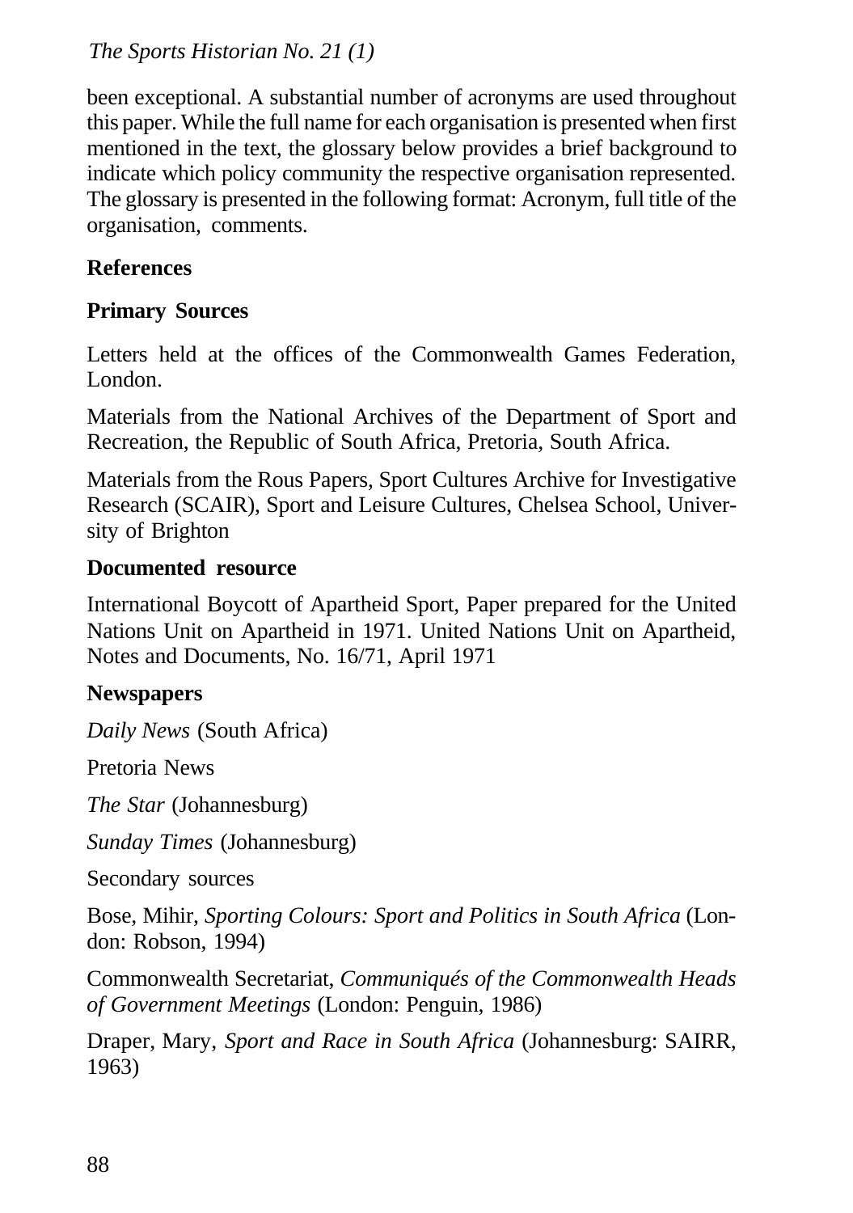been exceptional. A substantial number of acronyms are used throughout this paper. While the full name for each organisation is presented when first mentioned in the text, the glossary below provides a brief background to indicate which policy community the respective organisation represented. The glossary is presented in the following format: Acronym, full title of the organisation, comments.

## References

### Primary Sources

Letters held at the offices of the Commonwealth Games Federation, London.

Materials from the National Archives of the Department of Sport and Recreation, the Republic of South Africa, Pretoria, South Africa.

Materials from the Rous Papers, Sport Cultures Archive for Investigative Research (SCAIR), Sport and Leisure Cultures, Chelsea School, University of Brighton

### Documented resource

International Boycott of Apartheid Sport, Paper prepared for the United Nations Unit on Apartheid in 1971. United Nations Unit on Apartheid, Notes and Documents, No. 16/71, April 1971

### Newspapers

*Daily News* (South Africa)

Pretoria News

*The Star* (Johannesburg)

*Sunday Times* (Johannesburg)

Secondary sources

Bose, Mihir, *Sporting Colours: Sport and Politics in South Africa* (London: Robson, 1994)

Commonwealth Secretariat, *Communiqués of the Commonwealth Heads of Government Meetings* (London: Penguin, 1986)

Draper, Mary, *Sport and Race in South Africa* (Johannesburg: SAIRR, 1963)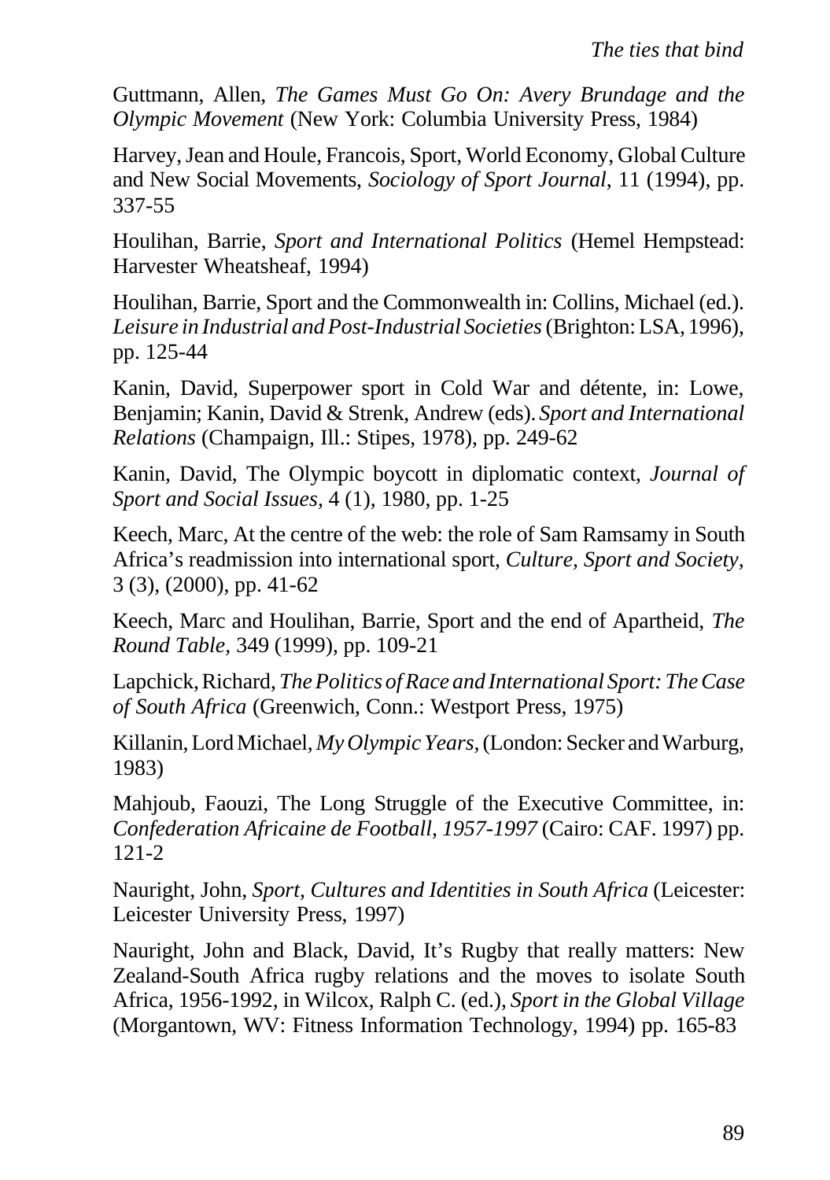Guttmann, Allen, *The Games Must Go On: Avery Brundage and the Olympic Movement* (New York: Columbia University Press, 1984)

Harvey, Jean and Houle, Francois, Sport, World Economy, Global Culture and New Social Movements, *Sociology of Sport Journal*, 11 (1994), pp. 337-55

Houlihan, Barrie, *Sport and International Politics* (Hemel Hempstead: Harvester Wheatsheaf, 1994)

Houlihan, Barrie, Sport and the Commonwealth in: Collins, Michael (ed.). *Leisure in Industrial and Post-Industrial Societies* (Brighton: LSA, 1996), pp. 125-44

Kanin, David, Superpower sport in Cold War and détente, in: Lowe, Benjamin; Kanin, David & Strenk, Andrew (eds). *Sport and International Relations* (Champaign, Ill.: Stipes, 1978), pp. 249-62

Kanin, David, The Olympic boycott in diplomatic context, *Journal of Sport and Social Issues*, 4 (1), 1980, pp. 1-25

Keech, Marc, At the centre of the web: the role of Sam Ramsamy in South Africa's readmission into international sport, *Culture, Sport and Society*, 3 (3), (2000), pp. 41-62

Keech, Marc and Houlihan, Barrie, Sport and the end of Apartheid, *The Round Table*, 349 (1999), pp. 109-21

Lapchick, Richard, *The Politics of Race and International Sport: The Case of South Africa* (Greenwich, Conn.: Westport Press, 1975)

Killanin, Lord Michael, *My Olympic Years*, (London: Secker and Warburg, 1983)

Mahjoub, Faouzi, The Long Struggle of the Executive Committee, in: *Confederation Africaine de Football, 1957-1997* (Cairo: CAF. 1997) pp. 121-2

Nauright, John, *Sport, Cultures and Identities in South Africa* (Leicester: Leicester University Press, 1997)

Nauright, John and Black, David, It's Rugby that really matters: New Zealand-South Africa rugby relations and the moves to isolate South Africa, 1956-1992, in Wilcox, Ralph C. (ed.), *Sport in the Global Village* (Morgantown, WV: Fitness Information Technology, 1994) pp. 165-83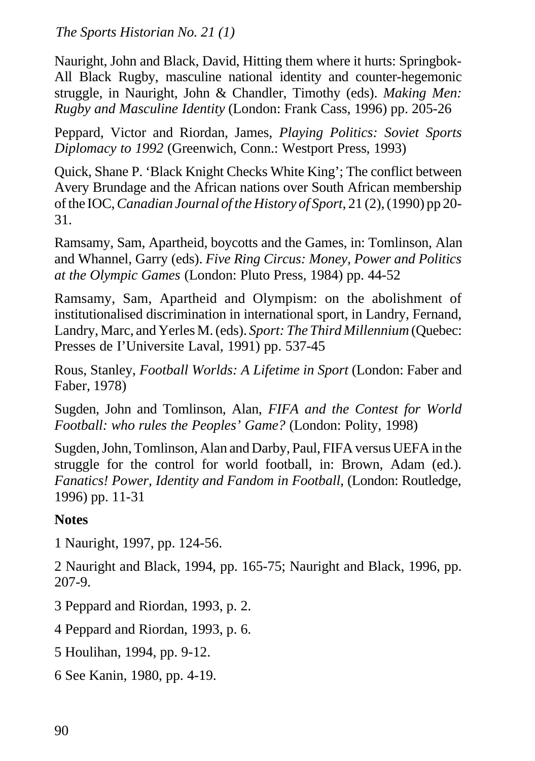Nauright, John and Black, David, Hitting them where it hurts: Springbok-All Black Rugby, masculine national identity and counter-hegemonic struggle, in Nauright, John & Chandler, Timothy (eds). *Making Men: Rugby and Masculine Identity* (London: Frank Cass, 1996) pp. 205-26

Peppard, Victor and Riordan, James, *Playing Politics: Soviet Sports Diplomacy to 1992* (Greenwich, Conn.: Westport Press, 1993)

Quick, Shane P. 'Black Knight Checks White King'; The conflict between Avery Brundage and the African nations over South African membership of the IOC, *Canadian Journal of the History of Sport*, 21 (2), (1990) pp 20-31.

Ramsamy, Sam, Apartheid, boycotts and the Games, in: Tomlinson, Alan and Whannel, Garry (eds). *Five Ring Circus: Money, Power and Politics at the Olympic Games* (London: Pluto Press, 1984) pp. 44-52

Ramsamy, Sam, Apartheid and Olympism: on the abolishment of institutionalised discrimination in international sport, in Landry, Fernand, Landry, Marc, and Yerles M. (eds). *Sport: The Third Millennium* (Quebec: Presses de I'Universite Laval, 1991) pp. 537-45

Rous, Stanley, *Football Worlds: A Lifetime in Sport* (London: Faber and Faber, 1978)

Sugden, John and Tomlinson, Alan, *FIFA and the Contest for World Football: who rules the Peoples' Game?* (London: Polity, 1998)

Sugden, John, Tomlinson, Alan and Darby, Paul, FIFA versus UEFA in the struggle for the control for world football, in: Brown, Adam (ed.). *Fanatics! Power, Identity and Fandom in Football*, (London: Routledge, 1996) pp. 11-31

**Notes**

1 Nauright, 1997, pp. 124-56.

2 Nauright and Black, 1994, pp. 165-75; Nauright and Black, 1996, pp. 207-9.

3 Peppard and Riordan, 1993, p. 2.

4 Peppard and Riordan, 1993, p. 6.

5 Houlihan, 1994, pp. 9-12.

6 See Kanin, 1980, pp. 4-19.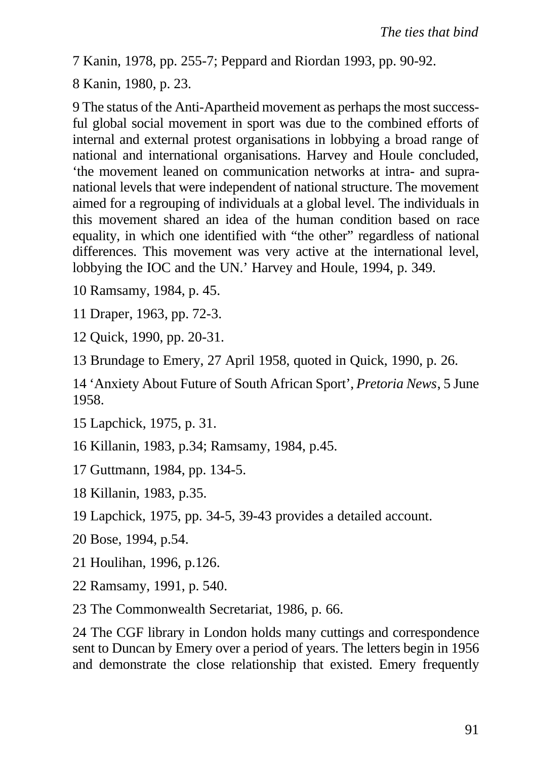7 Kanin, 1978, pp. 255-7; Peppard and Riordan 1993, pp. 90-92.

8 Kanin, 1980, p. 23.

9 The status of the Anti-Apartheid movement as perhaps the most successful global social movement in sport was due to the combined efforts of internal and external protest organisations in lobbying a broad range of national and international organisations. Harvey and Houle concluded, 'the movement leaned on communication networks at intra- and supranational levels that were independent of national structure. The movement aimed for a regrouping of individuals at a global level. The individuals in this movement shared an idea of the human condition based on race equality, in which one identified with "the other" regardless of national differences. This movement was very active at the international level, lobbying the IOC and the UN.' Harvey and Houle, 1994, p. 349.

10 Ramsamy, 1984, p. 45.

11 Draper, 1963, pp. 72-3.

12 Quick, 1990, pp. 20-31.

13 Brundage to Emery, 27 April 1958, quoted in Quick, 1990, p. 26.

14 'Anxiety About Future of South African Sport', *Pretoria News*, 5 June 1958.

15 Lapchick, 1975, p. 31.

16 Killanin, 1983, p.34; Ramsamy, 1984, p.45.

17 Guttmann, 1984, pp. 134-5.

18 Killanin, 1983, p.35.

19 Lapchick, 1975, pp. 34-5, 39-43 provides a detailed account.

20 Bose, 1994, p.54.

21 Houlihan, 1996, p.126.

22 Ramsamy, 1991, p. 540.

23 The Commonwealth Secretariat, 1986, p. 66.

24 The CGF library in London holds many cuttings and correspondence sent to Duncan by Emery over a period of years. The letters begin in 1956 and demonstrate the close relationship that existed. Emery frequently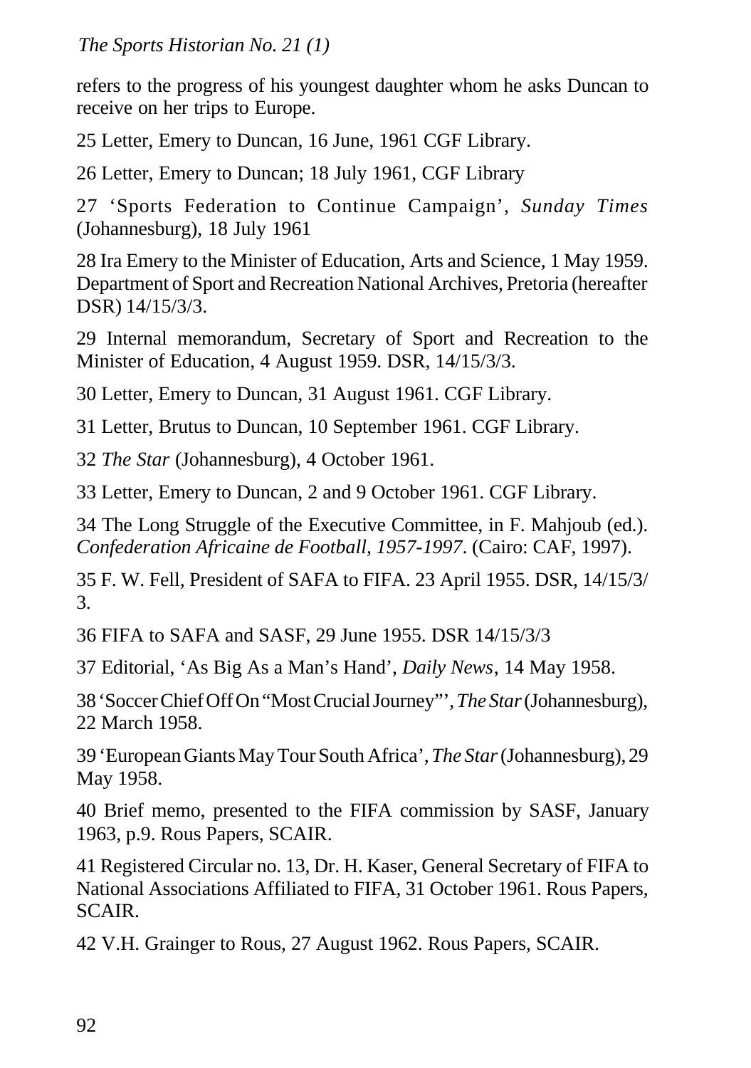refers to the progress of his youngest daughter whom he asks Duncan to receive on her trips to Europe.

25 Letter, Emery to Duncan, 16 June, 1961 CGF Library.

26 Letter, Emery to Duncan; 18 July 1961, CGF Library

27 'Sports Federation to Continue Campaign', *Sunday Times* (Johannesburg), 18 July 1961

28 Ira Emery to the Minister of Education, Arts and Science, 1 May 1959. Department of Sport and Recreation National Archives, Pretoria (hereafter DSR) 14/15/3/3.

29 Internal memorandum, Secretary of Sport and Recreation to the Minister of Education, 4 August 1959. DSR, 14/15/3/3.

30 Letter, Emery to Duncan, 31 August 1961. CGF Library.

31 Letter, Brutus to Duncan, 10 September 1961. CGF Library.

32 *The Star* (Johannesburg), 4 October 1961.

33 Letter, Emery to Duncan, 2 and 9 October 1961. CGF Library.

34 The Long Struggle of the Executive Committee, in F. Mahjoub (ed.). *Confederation Africaine de Football, 1957-1997*. (Cairo: CAF, 1997).

35 F. W. Fell, President of SAFA to FIFA. 23 April 1955. DSR, 14/15/3/3.

36 FIFA to SAFA and SASF, 29 June 1955. DSR 14/15/3/3

37 Editorial, 'As Big As a Man's Hand', *Daily News*, 14 May 1958.

38 'Soccer Chief Off On "Most Crucial Journey"', *The Star* (Johannesburg), 22 March 1958.

39 'European Giants May Tour South Africa', *The Star* (Johannesburg), 29 May 1958.

40 Brief memo, presented to the FIFA commission by SASF, January 1963, p.9. Rous Papers, SCAIR.

41 Registered Circular no. 13, Dr. H. Kaser, General Secretary of FIFA to National Associations Affiliated to FIFA, 31 October 1961. Rous Papers, SCAIR.

42 V.H. Grainger to Rous, 27 August 1962. Rous Papers, SCAIR.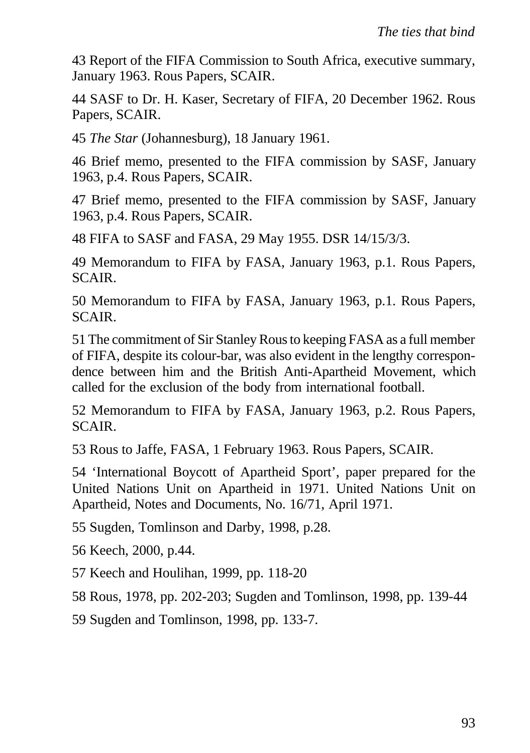43 Report of the FIFA Commission to South Africa, executive summary, January 1963. Rous Papers, SCAIR.

44 SASF to Dr. H. Kaser, Secretary of FIFA, 20 December 1962. Rous Papers, SCAIR.

45 *The Star* (Johannesburg), 18 January 1961.

46 Brief memo, presented to the FIFA commission by SASF, January 1963, p.4. Rous Papers, SCAIR.

47 Brief memo, presented to the FIFA commission by SASF, January 1963, p.4. Rous Papers, SCAIR.

48 FIFA to SASF and FASA, 29 May 1955. DSR 14/15/3/3.

49 Memorandum to FIFA by FASA, January 1963, p.1. Rous Papers, SCAIR.

50 Memorandum to FIFA by FASA, January 1963, p.1. Rous Papers, SCAIR.

51 The commitment of Sir Stanley Rous to keeping FASA as a full member of FIFA, despite its colour-bar, was also evident in the lengthy correspondence between him and the British Anti-Apartheid Movement, which called for the exclusion of the body from international football.

52 Memorandum to FIFA by FASA, January 1963, p.2. Rous Papers, SCAIR.

53 Rous to Jaffe, FASA, 1 February 1963. Rous Papers, SCAIR.

54 'International Boycott of Apartheid Sport', paper prepared for the United Nations Unit on Apartheid in 1971. United Nations Unit on Apartheid, Notes and Documents, No. 16/71, April 1971.

55 Sugden, Tomlinson and Darby, 1998, p.28.

56 Keech, 2000, p.44.

57 Keech and Houlihan, 1999, pp. 118-20

58 Rous, 1978, pp. 202-203; Sugden and Tomlinson, 1998, pp. 139-44

59 Sugden and Tomlinson, 1998, pp. 133-7.